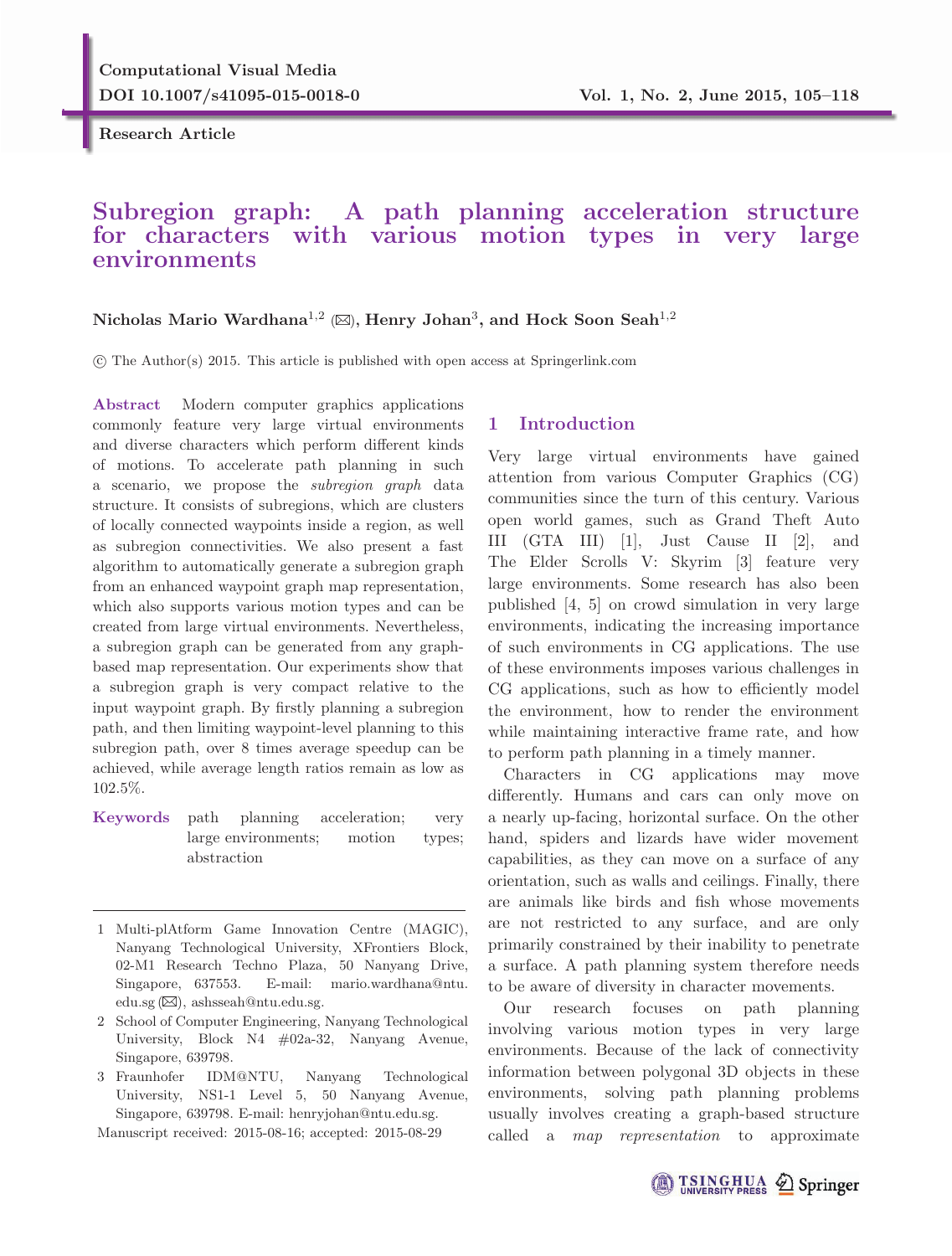Research Article

# Subregion graph: A path planning acceleration structure for characters with various motion types in very large environments

**Nicholas Mario Wardhana[1,2] (✉), Henry Johan[3], and Hock Soon Seah[1,2]**

© The Author(s) 2015. This article is published with open access at Springerlink.com

**Abstract** Modern computer graphics applications commonly feature very large virtual environments and diverse characters which perform different kinds of motions. To accelerate path planning in such a scenario, we propose the *subregion graph* data structure. It consists of subregions, which are clusters of locally connected waypoints inside a region, as well as subregion connectivities. We also present a fast algorithm to automatically generate a subregion graph from an enhanced waypoint graph map representation, which also supports various motion types and can be created from large virtual environments. Nevertheless, a subregion graph can be generated from any graph-based map representation. Our experiments show that a subregion graph is very compact relative to the input waypoint graph. By firstly planning a subregion path, and then limiting waypoint-level planning to this subregion path, over 8 times average speedup can be achieved, while average length ratios remain as low as 102.5%.

**Keywords** path planning acceleration; very large environments; motion types; abstraction

1 Multi-plAtform Game Innovation Centre (MAGIC), Nanyang Technological University, XFrontiers Block, 02-M1 Research Techno Plaza, 50 Nanyang Drive, Singapore, 637553. E-mail: mario.wardhana@ntu.edu.sg (✉), ashsseah@ntu.edu.sg.

2 School of Computer Engineering, Nanyang Technological University, Block N4 #02a-32, Nanyang Avenue, Singapore, 639798.

3 Fraunhofer IDM@NTU, Nanyang Technological University, NS1-1 Level 5, 50 Nanyang Avenue, Singapore, 639798. E-mail: henryjohan@ntu.edu.sg.

Manuscript received: 2015-08-16; accepted: 2015-08-29

## 1 Introduction

Very large virtual environments have gained attention from various Computer Graphics (CG) communities since the turn of this century. Various open world games, such as Grand Theft Auto III (GTA III) [1], Just Cause II [2], and The Elder Scrolls V: Skyrim [3] feature very large environments. Some research has also been published [4, 5] on crowd simulation in very large environments, indicating the increasing importance of such environments in CG applications. The use of these environments imposes various challenges in CG applications, such as how to efficiently model the environment, how to render the environment while maintaining interactive frame rate, and how to perform path planning in a timely manner.

Characters in CG applications may move differently. Humans and cars can only move on a nearly up-facing, horizontal surface. On the other hand, spiders and lizards have wider movement capabilities, as they can move on a surface of any orientation, such as walls and ceilings. Finally, there are animals like birds and fish whose movements are not restricted to any surface, and are only primarily constrained by their inability to penetrate a surface. A path planning system therefore needs to be aware of diversity in character movements.

Our research focuses on path planning involving various motion types in very large environments. Because of the lack of connectivity information between polygonal 3D objects in these environments, solving path planning problems usually involves creating a graph-based structure called a *map representation* to approximate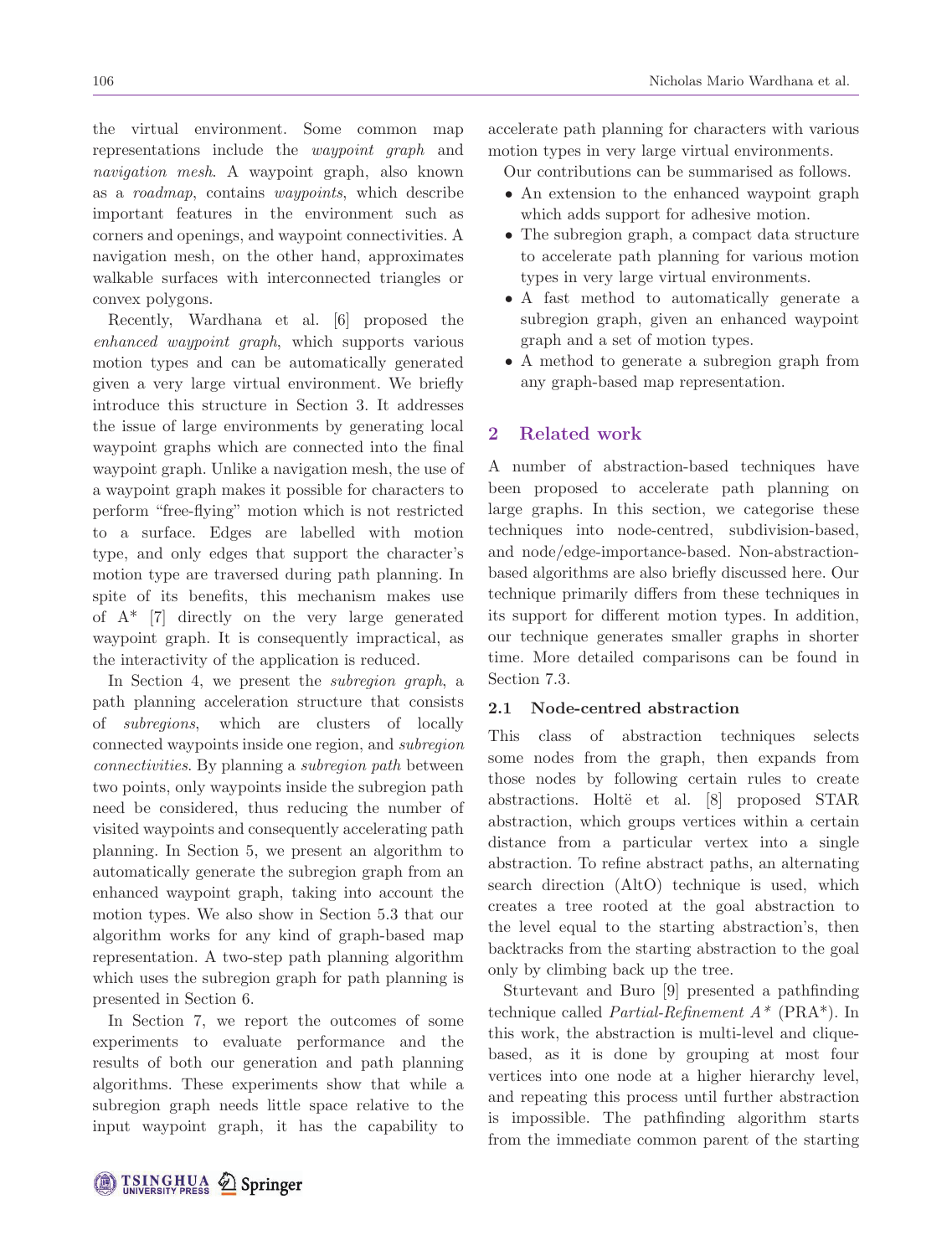the virtual environment. Some common map representations include the *waypoint graph* and *navigation mesh*. A waypoint graph, also known as a *roadmap*, contains *waypoints*, which describe important features in the environment such as corners and openings, and waypoint connectivities. A navigation mesh, on the other hand, approximates walkable surfaces with interconnected triangles or convex polygons.

Recently, Wardhana et al. [6] proposed the *enhanced waypoint graph*, which supports various motion types and can be automatically generated given a very large virtual environment. We briefly introduce this structure in Section 3. It addresses the issue of large environments by generating local waypoint graphs which are connected into the final waypoint graph. Unlike a navigation mesh, the use of a waypoint graph makes it possible for characters to perform "free-flying" motion which is not restricted to a surface. Edges are labelled with motion type, and only edges that support the character's motion type are traversed during path planning. In spite of its benefits, this mechanism makes use of A* [7] directly on the very large generated waypoint graph. It is consequently impractical, as the interactivity of the application is reduced.

In Section 4, we present the *subregion graph*, a path planning acceleration structure that consists of *subregions*, which are clusters of locally connected waypoints inside one region, and *subregion connectivities*. By planning a *subregion path* between two points, only waypoints inside the subregion path need be considered, thus reducing the number of visited waypoints and consequently accelerating path planning. In Section 5, we present an algorithm to automatically generate the subregion graph from an enhanced waypoint graph, taking into account the motion types. We also show in Section 5.3 that our algorithm works for any kind of graph-based map representation. A two-step path planning algorithm which uses the subregion graph for path planning is presented in Section 6.

In Section 7, we report the outcomes of some experiments to evaluate performance and the results of both our generation and path planning algorithms. These experiments show that while a subregion graph needs little space relative to the input waypoint graph, it has the capability to accelerate path planning for characters with various motion types in very large virtual environments.

Our contributions can be summarised as follows.

- An extension to the enhanced waypoint graph which adds support for adhesive motion.
- The subregion graph, a compact data structure to accelerate path planning for various motion types in very large virtual environments.
- A fast method to automatically generate a subregion graph, given an enhanced waypoint graph and a set of motion types.
- A method to generate a subregion graph from any graph-based map representation.

## 2 Related work

A number of abstraction-based techniques have been proposed to accelerate path planning on large graphs. In this section, we categorise these techniques into node-centred, subdivision-based, and node/edge-importance-based. Non-abstraction-based algorithms are also briefly discussed here. Our technique primarily differs from these techniques in its support for different motion types. In addition, our technique generates smaller graphs in shorter time. More detailed comparisons can be found in Section 7.3.

### 2.1 Node-centred abstraction

This class of abstraction techniques selects some nodes from the graph, then expands from those nodes by following certain rules to create abstractions. Holtë et al. [8] proposed STAR abstraction, which groups vertices within a certain distance from a particular vertex into a single abstraction. To refine abstract paths, an alternating search direction (AltO) technique is used, which creates a tree rooted at the goal abstraction to the level equal to the starting abstraction's, then backtracks from the starting abstraction to the goal only by climbing back up the tree.

Sturtevant and Buro [9] presented a pathfinding technique called *Partial-Refinement A** (PRA*). In this work, the abstraction is multi-level and clique-based, as it is done by grouping at most four vertices into one node at a higher hierarchy level, and repeating this process until further abstraction is impossible. The pathfinding algorithm starts from the immediate common parent of the starting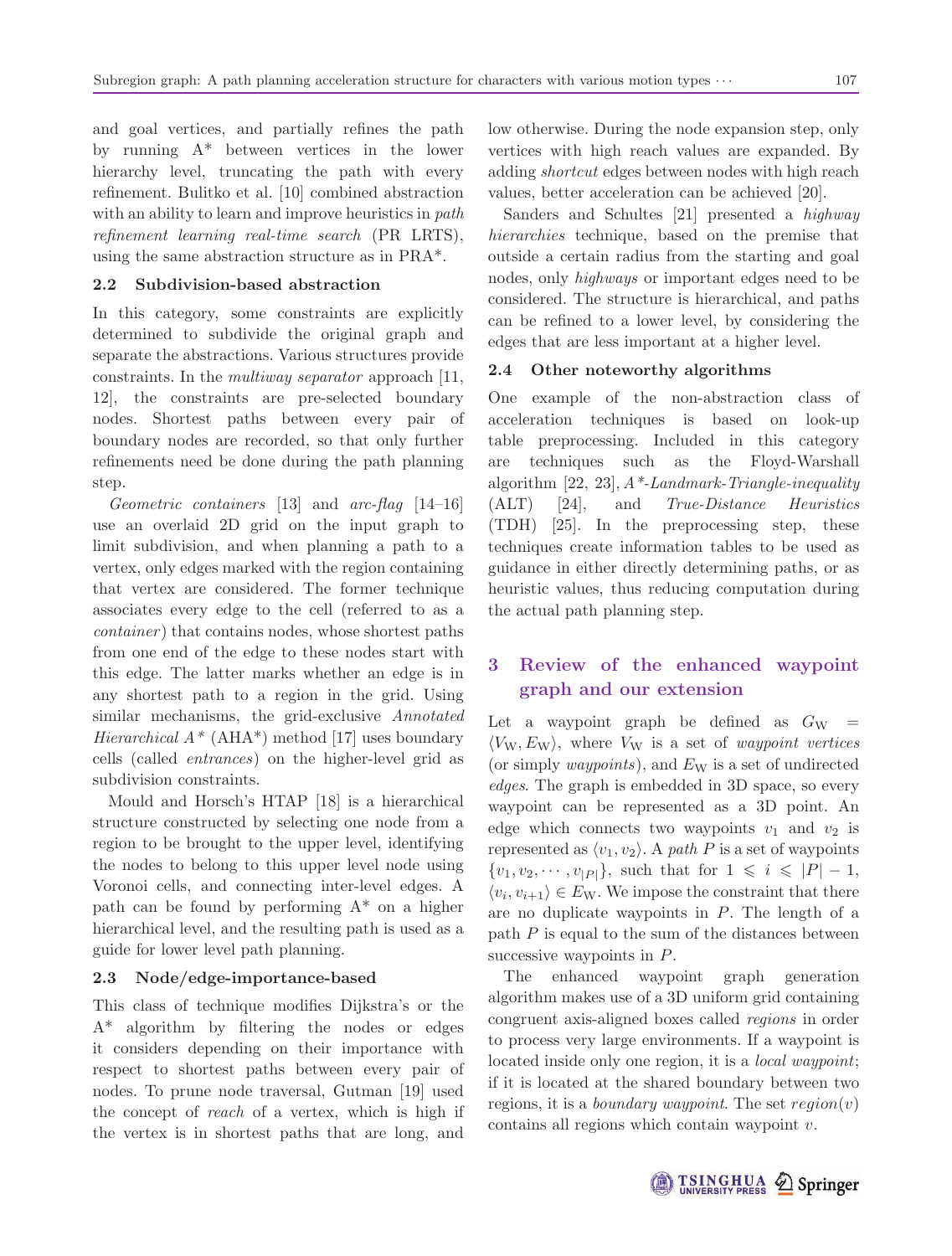and goal vertices, and partially refines the path by running A* between vertices in the lower hierarchy level, truncating the path with every refinement. Bulitko et al. [10] combined abstraction with an ability to learn and improve heuristics in *path refinement learning real-time search* (PR LRTS), using the same abstraction structure as in PRA*.

### 2.2 Subdivision-based abstraction

In this category, some constraints are explicitly determined to subdivide the original graph and separate the abstractions. Various structures provide constraints. In the *multiway separator* approach [11, 12], the constraints are pre-selected boundary nodes. Shortest paths between every pair of boundary nodes are recorded, so that only further refinements need be done during the path planning step.

*Geometric containers* [13] and *arc-flag* [14–16] use an overlaid 2D grid on the input graph to limit subdivision, and when planning a path to a vertex, only edges marked with the region containing that vertex are considered. The former technique associates every edge to the cell (referred to as a *container*) that contains nodes, whose shortest paths from one end of the edge to these nodes start with this edge. The latter marks whether an edge is in any shortest path to a region in the grid. Using similar mechanisms, the grid-exclusive *Annotated Hierarchical A\** (AHA*) method [17] uses boundary cells (called *entrances*) on the higher-level grid as subdivision constraints.

Mould and Horsch's HTAP [18] is a hierarchical structure constructed by selecting one node from a region to be brought to the upper level, identifying the nodes to belong to this upper level node using Voronoi cells, and connecting inter-level edges. A path can be found by performing A* on a higher hierarchical level, and the resulting path is used as a guide for lower level path planning.

### 2.3 Node/edge-importance-based

This class of technique modifies Dijkstra's or the A* algorithm by filtering the nodes or edges it considers depending on their importance with respect to shortest paths between every pair of nodes. To prune node traversal, Gutman [19] used the concept of *reach* of a vertex, which is high if the vertex is in shortest paths that are long, and low otherwise. During the node expansion step, only vertices with high reach values are expanded. By adding *shortcut* edges between nodes with high reach values, better acceleration can be achieved [20].

Sanders and Schultes [21] presented a *highway hierarchies* technique, based on the premise that outside a certain radius from the starting and goal nodes, only *highways* or important edges need to be considered. The structure is hierarchical, and paths can be refined to a lower level, by considering the edges that are less important at a higher level.

### 2.4 Other noteworthy algorithms

One example of the non-abstraction class of acceleration techniques is based on look-up table preprocessing. Included in this category are techniques such as the Floyd-Warshall algorithm [22, 23], *A\*-Landmark-Triangle-inequality* (ALT) [24], and *True-Distance Heuristics* (TDH) [25]. In the preprocessing step, these techniques create information tables to be used as guidance in either directly determining paths, or as heuristic values, thus reducing computation during the actual path planning step.

## 3 Review of the enhanced waypoint graph and our extension

Let a waypoint graph be defined as $G_{\mathrm{W}} = \langle V_{\mathrm{W}}, E_{\mathrm{W}} \rangle$, where $V_{\mathrm{W}}$ is a set of *waypoint vertices* (or simply *waypoints*), and $E_{\mathrm{W}}$ is a set of undirected *edges*. The graph is embedded in 3D space, so every waypoint can be represented as a 3D point. An edge which connects two waypoints $v_1$ and $v_2$ is represented as $\langle v_1, v_2 \rangle$. A *path* $P$ is a set of waypoints $\{v_1, v_2, \cdots, v_{|P|}\}$, such that for $1 \leqslant i \leqslant |P| - 1$, $\langle v_i, v_{i+1} \rangle \in E_{\mathrm{W}}$. We impose the constraint that there are no duplicate waypoints in $P$. The length of a path $P$ is equal to the sum of the distances between successive waypoints in $P$.

The enhanced waypoint graph generation algorithm makes use of a 3D uniform grid containing congruent axis-aligned boxes called *regions* in order to process very large environments. If a waypoint is located inside only one region, it is a *local waypoint*; if it is located at the shared boundary between two regions, it is a *boundary waypoint*. The set $region(v)$ contains all regions which contain waypoint $v$.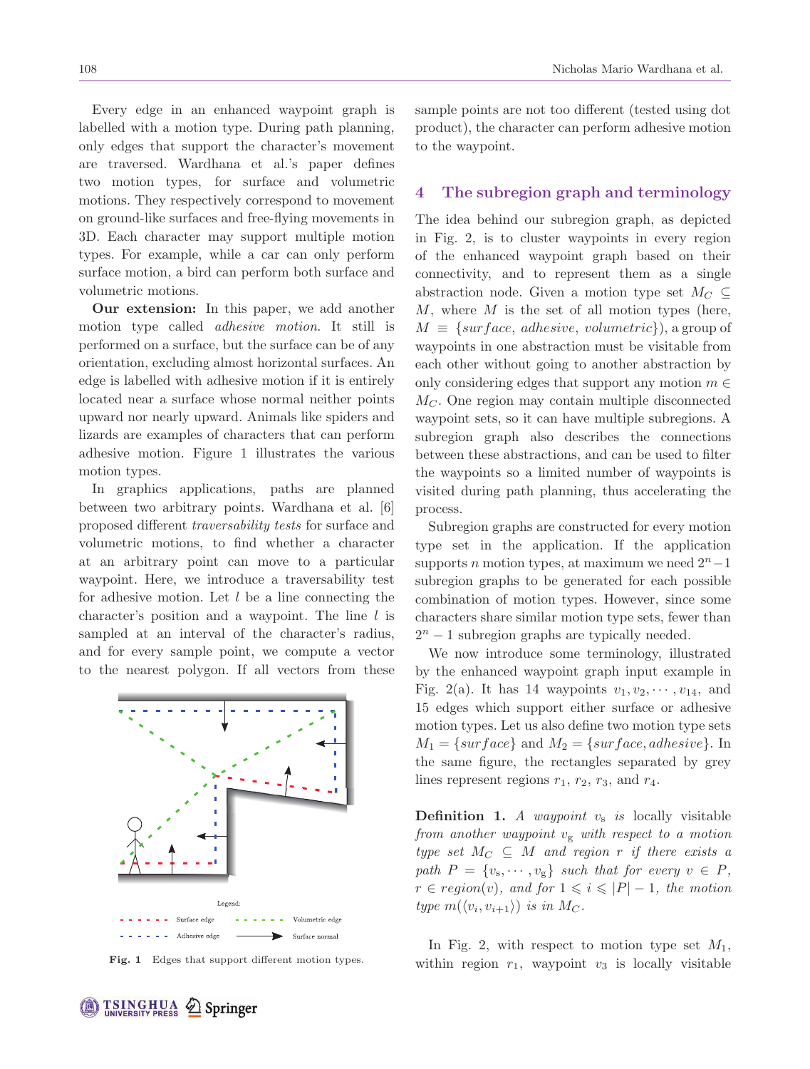Every edge in an enhanced waypoint graph is labelled with a motion type. During path planning, only edges that support the character's movement are traversed. Wardhana et al.'s paper defines two motion types, for surface and volumetric motions. They respectively correspond to movement on ground-like surfaces and free-flying movements in 3D. Each character may support multiple motion types. For example, while a car can only perform surface motion, a bird can perform both surface and volumetric motions.

**Our extension:** In this paper, we add another motion type called *adhesive motion*. It still is performed on a surface, but the surface can be of any orientation, excluding almost horizontal surfaces. An edge is labelled with adhesive motion if it is entirely located near a surface whose normal neither points upward nor nearly upward. Animals like spiders and lizards are examples of characters that can perform adhesive motion. Figure 1 illustrates the various motion types.

In graphics applications, paths are planned between two arbitrary points. Wardhana et al. [6] proposed different *traversability tests* for surface and volumetric motions, to find whether a character at an arbitrary point can move to a particular waypoint. Here, we introduce a traversability test for adhesive motion. Let $l$ be a line connecting the character's position and a waypoint. The line $l$ is sampled at an interval of the character's radius, and for every sample point, we compute a vector to the nearest polygon. If all vectors from these sample points are not too different (tested using dot product), the character can perform adhesive motion to the waypoint.

Legend: Surface edge; Volumetric edge; Adhesive edge; Surface normal

**Fig. 1** Edges that support different motion types.

## 4 The subregion graph and terminology

The idea behind our subregion graph, as depicted in Fig. 2, is to cluster waypoints in every region of the enhanced waypoint graph based on their connectivity, and to represent them as a single abstraction node. Given a motion type set $M_C \subseteq M$, where $M$ is the set of all motion types (here, $M \equiv \{surface, adhesive, volumetric\}$), a group of waypoints in one abstraction must be visitable from each other without going to another abstraction by only considering edges that support any motion $m \in M_C$. One region may contain multiple disconnected waypoint sets, so it can have multiple subregions. A subregion graph also describes the connections between these abstractions, and can be used to filter the waypoints so a limited number of waypoints is visited during path planning, thus accelerating the process.

Subregion graphs are constructed for every motion type set in the application. If the application supports $n$ motion types, at maximum we need $2^n - 1$ subregion graphs to be generated for each possible combination of motion types. However, since some characters share similar motion type sets, fewer than $2^n - 1$ subregion graphs are typically needed.

We now introduce some terminology, illustrated by the enhanced waypoint graph input example in Fig. 2(a). It has 14 waypoints $v_1, v_2, \cdots, v_{14}$, and 15 edges which support either surface or adhesive motion types. Let us also define two motion type sets $M_1 = \{surface\}$ and $M_2 = \{surface, adhesive\}$. In the same figure, the rectangles separated by grey lines represent regions $r_1$, $r_2$, $r_3$, and $r_4$.

**Definition 1.** *A waypoint $v_\mathrm{s}$ is* locally visitable *from another waypoint $v_\mathrm{g}$ with respect to a motion type set $M_C \subseteq M$ and region $r$ if there exists a path $P = \{v_\mathrm{s}, \cdots, v_\mathrm{g}\}$ such that for every $v \in P$, $r \in region(v)$, and for $1 \leqslant i \leqslant |P| - 1$, the motion type $m(\langle v_i, v_{i+1}\rangle)$ is in $M_C$.*

In Fig. 2, with respect to motion type set $M_1$, within region $r_1$, waypoint $v_3$ is locally visitable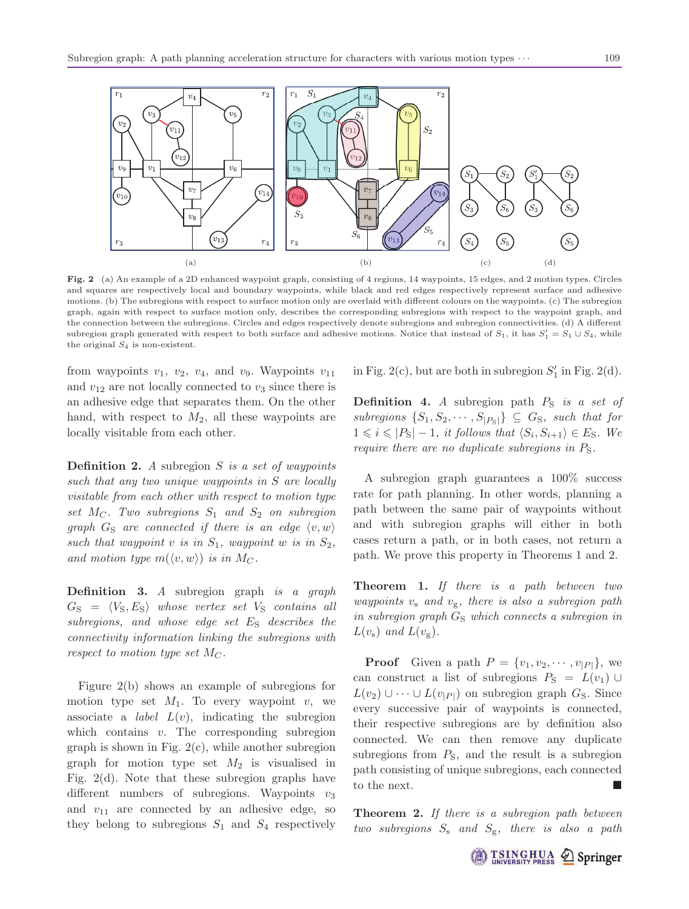**Fig. 2** (a) An example of a 2D enhanced waypoint graph, consisting of 4 regions, 14 waypoints, 15 edges, and 2 motion types. Circles and squares are respectively local and boundary waypoints, while black and red edges respectively represent surface and adhesive motions. (b) The subregions with respect to surface motion only are overlaid with different colours on the waypoints. (c) The subregion graph, again with respect to surface motion only, describes the corresponding subregions with respect to the waypoint graph, and the connection between the subregions. Circles and edges respectively denote subregions and subregion connectivities. (d) A different subregion graph generated with respect to both surface and adhesive motions. Notice that instead of $S_1$, it has $S_1' = S_1 \cup S_4$, while the original $S_4$ is non-existent.

from waypoints $v_1$, $v_2$, $v_4$, and $v_9$. Waypoints $v_{11}$ and $v_{12}$ are not locally connected to $v_3$ since there is an adhesive edge that separates them. On the other hand, with respect to $M_2$, all these waypoints are locally visitable from each other.

**Definition 2.** *A subregion $S$ is a set of waypoints such that any two unique waypoints in $S$ are locally visitable from each other with respect to motion type set $M_C$. Two subregions $S_1$ and $S_2$ on subregion graph $G_{\rm S}$ are connected if there is an edge $\langle v, w\rangle$ such that waypoint $v$ is in $S_1$, waypoint $w$ is in $S_2$, and motion type $m(\langle v, w\rangle)$ is in $M_C$.*

**Definition 3.** *A subregion graph is a graph $G_{\rm S} = \langle V_{\rm S}, E_{\rm S}\rangle$ whose vertex set $V_{\rm S}$ contains all subregions, and whose edge set $E_{\rm S}$ describes the connectivity information linking the subregions with respect to motion type set $M_C$.*

Figure 2(b) shows an example of subregions for motion type set $M_1$. To every waypoint $v$, we associate a *label* $L(v)$, indicating the subregion which contains $v$. The corresponding subregion graph is shown in Fig. 2(c), while another subregion graph for motion type set $M_2$ is visualised in Fig. 2(d). Note that these subregion graphs have different numbers of subregions. Waypoints $v_3$ and $v_{11}$ are connected by an adhesive edge, so they belong to subregions $S_1$ and $S_4$ respectively in Fig. 2(c), but are both in subregion $S_1'$ in Fig. 2(d).

**Definition 4.** *A subregion path $P_{\rm S}$ is a set of subregions $\{S_1, S_2, \cdots, S_{|P_{\rm S}|}\} \subseteq G_{\rm S}$, such that for $1 \leqslant i \leqslant |P_{\rm S}| - 1$, it follows that $\langle S_i, S_{i+1}\rangle \in E_{\rm S}$. We require there are no duplicate subregions in $P_{\rm S}$.*

A subregion graph guarantees a 100% success rate for path planning. In other words, planning a path between the same pair of waypoints without and with subregion graphs will either in both cases return a path, or in both cases, not return a path. We prove this property in Theorems 1 and 2.

**Theorem 1.** *If there is a path between two waypoints $v_{\rm s}$ and $v_{\rm g}$, there is also a subregion path in subregion graph $G_{\rm S}$ which connects a subregion in $L(v_{\rm s})$ and $L(v_{\rm g})$.*

**Proof** Given a path $P = \{v_1, v_2, \cdots, v_{|P|}\}$, we can construct a list of subregions $P_{\rm S} = L(v_1) \cup L(v_2) \cup \cdots \cup L(v_{|P|})$ on subregion graph $G_{\rm S}$. Since every successive pair of waypoints is connected, their respective subregions are by definition also connected. We can then remove any duplicate subregions from $P_{\rm S}$, and the result is a subregion path consisting of unique subregions, each connected to the next. ■

**Theorem 2.** *If there is a subregion path between two subregions $S_{\rm s}$ and $S_{\rm g}$, there is also a path*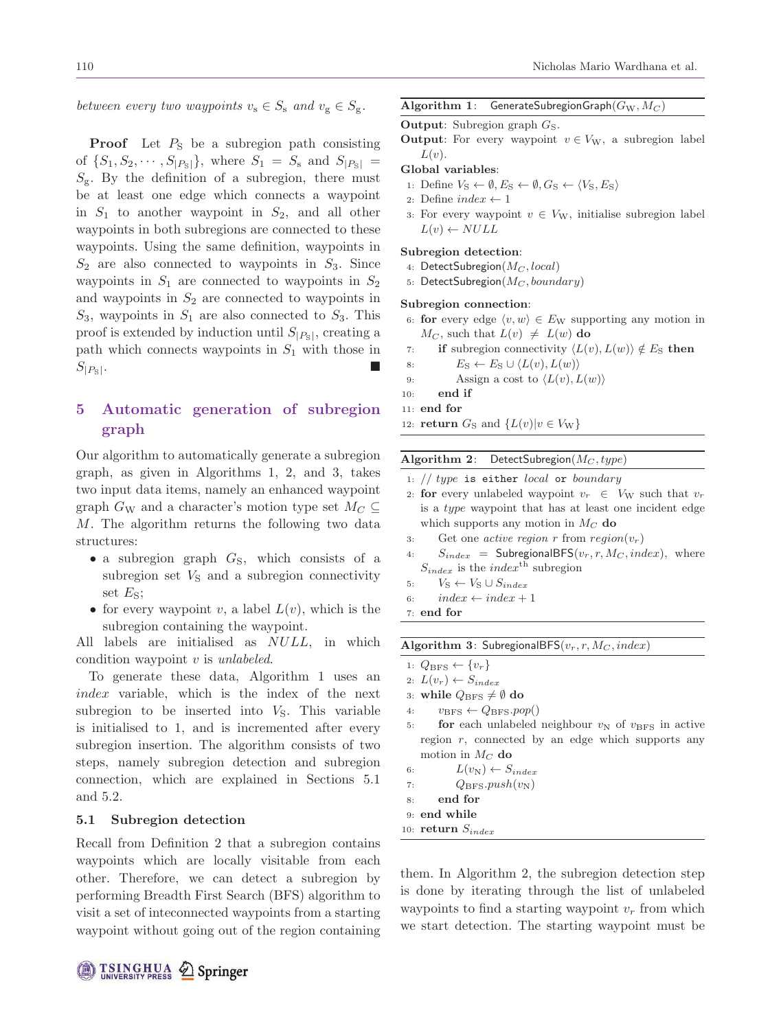*between every two waypoints $v_\mathrm{s} \in S_\mathrm{s}$ and $v_\mathrm{g} \in S_\mathrm{g}$.*

**Proof** Let $P_\mathrm{S}$ be a subregion path consisting of $\{S_1, S_2, \cdots, S_{|P_\mathrm{S}|}\}$, where $S_1 = S_\mathrm{s}$ and $S_{|P_\mathrm{S}|} = S_\mathrm{g}$. By the definition of a subregion, there must be at least one edge which connects a waypoint in $S_1$ to another waypoint in $S_2$, and all other waypoints in both subregions are connected to these waypoints. Using the same definition, waypoints in $S_2$ are also connected to waypoints in $S_3$. Since waypoints in $S_1$ are connected to waypoints in $S_2$ and waypoints in $S_2$ are connected to waypoints in $S_3$, waypoints in $S_1$ are also connected to $S_3$. This proof is extended by induction until $S_{|P_\mathrm{S}|}$, creating a path which connects waypoints in $S_1$ with those in $S_{|P_\mathrm{S}|}$. ■

## 5 Automatic generation of subregion graph

Our algorithm to automatically generate a subregion graph, as given in Algorithms 1, 2, and 3, takes two input data items, namely an enhanced waypoint graph $G_\mathrm{W}$ and a character's motion type set $M_C \subseteq M$. The algorithm returns the following two data structures:

- a subregion graph $G_\mathrm{S}$, which consists of a subregion set $V_\mathrm{S}$ and a subregion connectivity set $E_\mathrm{S}$;
- for every waypoint $v$, a label $L(v)$, which is the subregion containing the waypoint.

All labels are initialised as $NULL$, in which condition waypoint $v$ is *unlabeled*.

To generate these data, Algorithm 1 uses an *index* variable, which is the index of the next subregion to be inserted into $V_\mathrm{S}$. This variable is initialised to 1, and is incremented after every subregion insertion. The algorithm consists of two steps, namely subregion detection and subregion connection, which are explained in Sections 5.1 and 5.2.

### 5.1 Subregion detection

Recall from Definition 2 that a subregion contains waypoints which are locally visible from each other. Therefore, we can detect a subregion by performing Breadth First Search (BFS) algorithm to visit a set of inteconnected waypoints from a starting waypoint without going out of the region containing them. In Algorithm 2, the subregion detection step is done by iterating through the list of unlabeled waypoints to find a starting waypoint $v_r$ from which we start detection. The starting waypoint must be

---

**Algorithm 1**: GenerateSubregionGraph($G_\mathrm{W}, M_C$)

**Output**: Subregion graph $G_\mathrm{S}$.
**Output**: For every waypoint $v \in V_\mathrm{W}$, a subregion label $L(v)$.
**Global variables**:
1: Define $V_\mathrm{S} \leftarrow \emptyset, E_\mathrm{S} \leftarrow \emptyset, G_\mathrm{S} \leftarrow \langle V_\mathrm{S}, E_\mathrm{S}\rangle$
2: Define $index \leftarrow 1$
3: For every waypoint $v \in V_\mathrm{W}$, initialise subregion label $L(v) \leftarrow NULL$

**Subregion detection**:
4: DetectSubregion($M_C, local$)
5: DetectSubregion($M_C, boundary$)

**Subregion connection**:
6: **for** every edge $\langle v, w\rangle \in E_\mathrm{W}$ supporting any motion in $M_C$, such that $L(v) \neq L(w)$ **do**
7: &nbsp;&nbsp;&nbsp;&nbsp;**if** subregion connectivity $\langle L(v), L(w)\rangle \notin E_\mathrm{S}$ **then**
8: &nbsp;&nbsp;&nbsp;&nbsp;&nbsp;&nbsp;&nbsp;&nbsp;$E_\mathrm{S} \leftarrow E_\mathrm{S} \cup \langle L(v), L(w)\rangle$
9: &nbsp;&nbsp;&nbsp;&nbsp;&nbsp;&nbsp;&nbsp;&nbsp;Assign a cost to $\langle L(v), L(w)\rangle$
10: &nbsp;&nbsp;&nbsp;&nbsp;**end if**
11: **end for**
12: **return** $G_\mathrm{S}$ and $\{L(v) | v \in V_\mathrm{W}\}$

---

**Algorithm 2**: DetectSubregion($M_C, type$)

1: // *type* is either *local* or *boundary*
2: **for** every unlabeled waypoint $v_r \in V_\mathrm{W}$ such that $v_r$ is a *type* waypoint that has at least one incident edge which supports any motion in $M_C$ **do**
3: &nbsp;&nbsp;&nbsp;&nbsp;Get one *active region* $r$ from $region(v_r)$
4: &nbsp;&nbsp;&nbsp;&nbsp;$S_{index}$ = SubregionalBFS($v_r, r, M_C, index$), where $S_{index}$ is the $index^{\text{th}}$ subregion
5: &nbsp;&nbsp;&nbsp;&nbsp;$V_\mathrm{S} \leftarrow V_\mathrm{S} \cup S_{index}$
6: &nbsp;&nbsp;&nbsp;&nbsp;$index \leftarrow index + 1$
7: **end for**

---

**Algorithm 3**: SubregionalBFS($v_r, r, M_C, index$)

1: $Q_\mathrm{BFS} \leftarrow \{v_r\}$
2: $L(v_r) \leftarrow S_{index}$
3: **while** $Q_\mathrm{BFS} \neq \emptyset$ **do**
4: &nbsp;&nbsp;&nbsp;&nbsp;$v_\mathrm{BFS} \leftarrow Q_\mathrm{BFS}.pop()$
5: &nbsp;&nbsp;&nbsp;&nbsp;**for** each unlabeled neighbour $v_\mathrm{N}$ of $v_\mathrm{BFS}$ in active region $r$, connected by an edge which supports any motion in $M_C$ **do**
6: &nbsp;&nbsp;&nbsp;&nbsp;&nbsp;&nbsp;&nbsp;&nbsp;$L(v_\mathrm{N}) \leftarrow S_{index}$
7: &nbsp;&nbsp;&nbsp;&nbsp;&nbsp;&nbsp;&nbsp;&nbsp;$Q_\mathrm{BFS}.push(v_\mathrm{N})$
8: &nbsp;&nbsp;&nbsp;&nbsp;**end for**
9: **end while**
10: **return** $S_{index}$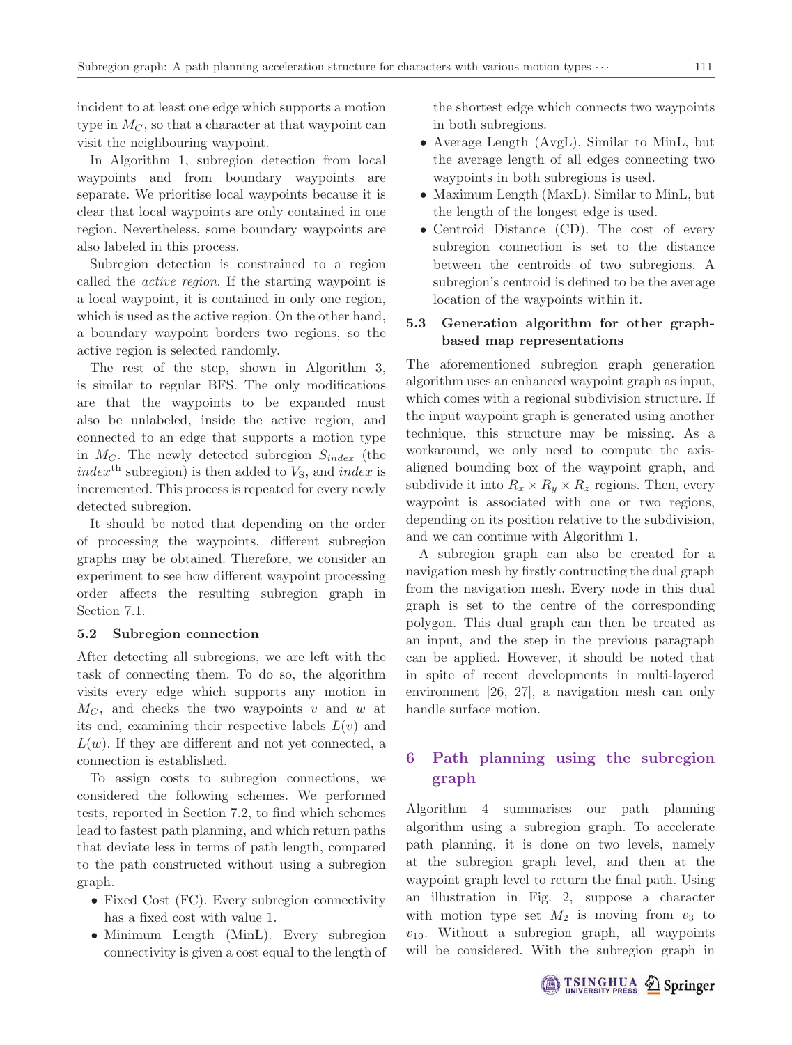incident to at least one edge which supports a motion type in $M_C$, so that a character at that waypoint can visit the neighbouring waypoint.

In Algorithm 1, subregion detection from local waypoints and from boundary waypoints are separate. We prioritise local waypoints because it is clear that local waypoints are only contained in one region. Nevertheless, some boundary waypoints are also labeled in this process.

Subregion detection is constrained to a region called the *active region*. If the starting waypoint is a local waypoint, it is contained in only one region, which is used as the active region. On the other hand, a boundary waypoint borders two regions, so the active region is selected randomly.

The rest of the step, shown in Algorithm 3, is similar to regular BFS. The only modifications are that the waypoints to be expanded must also be unlabeled, inside the active region, and connected to an edge that supports a motion type in $M_C$. The newly detected subregion $S_{index}$ (the $index^{\text{th}}$ subregion) is then added to $V_{\text{S}}$, and $index$ is incremented. This process is repeated for every newly detected subregion.

It should be noted that depending on the order of processing the waypoints, different subregion graphs may be obtained. Therefore, we consider an experiment to see how different waypoint processing order affects the resulting subregion graph in Section 7.1.

### 5.2 Subregion connection

After detecting all subregions, we are left with the task of connecting them. To do so, the algorithm visits every edge which supports any motion in $M_C$, and checks the two waypoints $v$ and $w$ at its end, examining their respective labels $L(v)$ and $L(w)$. If they are different and not yet connected, a connection is established.

To assign costs to subregion connections, we considered the following schemes. We performed tests, reported in Section 7.2, to find which schemes lead to fastest path planning, and which return paths that deviate less in terms of path length, compared to the path constructed without using a subregion graph.

- Fixed Cost (FC). Every subregion connectivity has a fixed cost with value 1.
- Minimum Length (MinL). Every subregion connectivity is given a cost equal to the length of the shortest edge which connects two waypoints in both subregions.
- Average Length (AvgL). Similar to MinL, but the average length of all edges connecting two waypoints in both subregions is used.
- Maximum Length (MaxL). Similar to MinL, but the length of the longest edge is used.
- Centroid Distance (CD). The cost of every subregion connection is set to the distance between the centroids of two subregions. A subregion's centroid is defined to be the average location of the waypoints within it.

### 5.3 Generation algorithm for other graph-based map representations

The aforementioned subregion graph generation algorithm uses an enhanced waypoint graph as input, which comes with a regional subdivision structure. If the input waypoint graph is generated using another technique, this structure may be missing. As a workaround, we only need to compute the axis-aligned bounding box of the waypoint graph, and subdivide it into $R_x \times R_y \times R_z$ regions. Then, every waypoint is associated with one or two regions, depending on its position relative to the subdivision, and we can continue with Algorithm 1.

A subregion graph can also be created for a navigation mesh by firstly contructing the dual graph from the navigation mesh. Every node in this dual graph is set to the centre of the corresponding polygon. This dual graph can then be treated as an input, and the step in the previous paragraph can be applied. However, it should be noted that in spite of recent developments in multi-layered environment [26, 27], a navigation mesh can only handle surface motion.

## 6 Path planning using the subregion graph

Algorithm 4 summarises our path planning algorithm using a subregion graph. To accelerate path planning, it is done on two levels, namely at the subregion graph level, and then at the waypoint graph level to return the final path. Using an illustration in Fig. 2, suppose a character with motion type set $M_2$ is moving from $v_3$ to $v_{10}$. Without a subregion graph, all waypoints will be considered. With the subregion graph in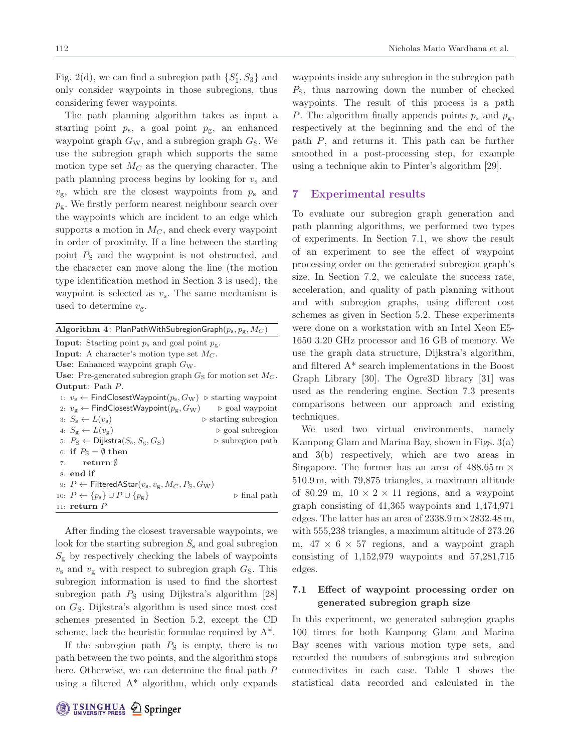Fig. 2(d), we can find a subregion path $\{S_1', S_3\}$ and only consider waypoints in those subregions, thus considering fewer waypoints.

The path planning algorithm takes as input a starting point $p_s$, a goal point $p_g$, an enhanced waypoint graph $G_W$, and a subregion graph $G_S$. We use the subregion graph which supports the same motion type set $M_C$ as the querying character. The path planning process begins by looking for $v_s$ and $v_g$, which are the closest waypoints from $p_s$ and $p_g$. We firstly perform nearest neighbour search over the waypoints which are incident to an edge which supports a motion in $M_C$, and check every waypoint in order of proximity. If a line between the starting point $P_S$ and the waypoint is not obstructed, and the character can move along the line (the motion type identification method in Section 3 is used), the waypoint is selected as $v_s$. The same mechanism is used to determine $v_g$.

---

**Algorithm 4**: PlanPathWithSubregionGraph($p_s$, $p_g$, $M_C$)

---

**Input**: Starting point $p_s$ and goal point $p_g$.
**Input**: A character's motion type set $M_C$.
**Use**: Enhanced waypoint graph $G_W$.
**Use**: Pre-generated subregion graph $G_S$ for motion set $M_C$.
**Output**: Path $P$.

```
1:  v_s ← FindClosestWaypoint(p_s, G_W)   ▷ starting waypoint
2:  v_g ← FindClosestWaypoint(p_g, G_W)   ▷ goal waypoint
3:  S_s ← L(v_s)                          ▷ starting subregion
4:  S_g ← L(v_g)                          ▷ goal subregion
5:  P_S ← Dijkstra(S_s, S_g, G_S)         ▷ subregion path
6:  if P_S = ∅ then
7:      return ∅
8:  end if
9:  P ← FilteredAStar(v_s, v_g, M_C, P_S, G_W)
10: P ← {p_s} ∪ P ∪ {p_g}                  ▷ final path
11: return P
```

---

After finding the closest traversable waypoints, we look for the starting subregion $S_s$ and goal subregion $S_g$ by respectively checking the labels of waypoints $v_s$ and $v_g$ with respect to subregion graph $G_S$. This subregion information is used to find the shortest subregion path $P_S$ using Dijkstra's algorithm [28] on $G_S$. Dijkstra's algorithm is used since most cost schemes presented in Section 5.2, except the CD scheme, lack the heuristic formulae required by A*.

If the subregion path $P_S$ is empty, there is no path between the two points, and the algorithm stops here. Otherwise, we can determine the final path $P$ using a filtered A* algorithm, which only expands waypoints inside any subregion in the subregion path $P_S$, thus narrowing down the number of checked waypoints. The result of this process is a path $P$. The algorithm finally appends points $p_s$ and $p_g$, respectively at the beginning and the end of the path $P$, and returns it. This path can be further smoothed in a post-processing step, for example using a technique akin to Pinter's algorithm [29].

## 7 Experimental results

To evaluate our subregion graph generation and path planning algorithms, we performed two types of experiments. In Section 7.1, we show the result of an experiment to see the effect of waypoint processing order on the generated subregion graph's size. In Section 7.2, we calculate the success rate, acceleration, and quality of path planning without and with subregion graphs, using different cost schemes as given in Section 5.2. These experiments were done on a workstation with an Intel Xeon E5-1650 3.20 GHz processor and 16 GB of memory. We use the graph data structure, Dijkstra's algorithm, and filtered A* search implementations in the Boost Graph Library [30]. The Ogre3D library [31] was used as the rendering engine. Section 7.3 presents comparisons between our approach and existing techniques.

We used two virtual environments, namely Kampong Glam and Marina Bay, shown in Figs. 3(a) and 3(b) respectively, which are two areas in Singapore. The former has an area of 488.65 m × 510.9 m, with 79,875 triangles, a maximum altitude of 80.29 m, $10 \times 2 \times 11$ regions, and a waypoint graph consisting of 41,365 waypoints and 1,474,971 edges. The latter has an area of 2338.9 m × 2832.48 m, with 555,238 triangles, a maximum altitude of 273.26 m, $47 \times 6 \times 57$ regions, and a waypoint graph consisting of 1,152,979 waypoints and 57,281,715 edges.

### 7.1 Effect of waypoint processing order on generated subregion graph size

In this experiment, we generated subregion graphs 100 times for both Kampong Glam and Marina Bay scenes with various motion type sets, and recorded the numbers of subregions and subregion connectivites in each case. Table 1 shows the statistical data recorded and calculated in the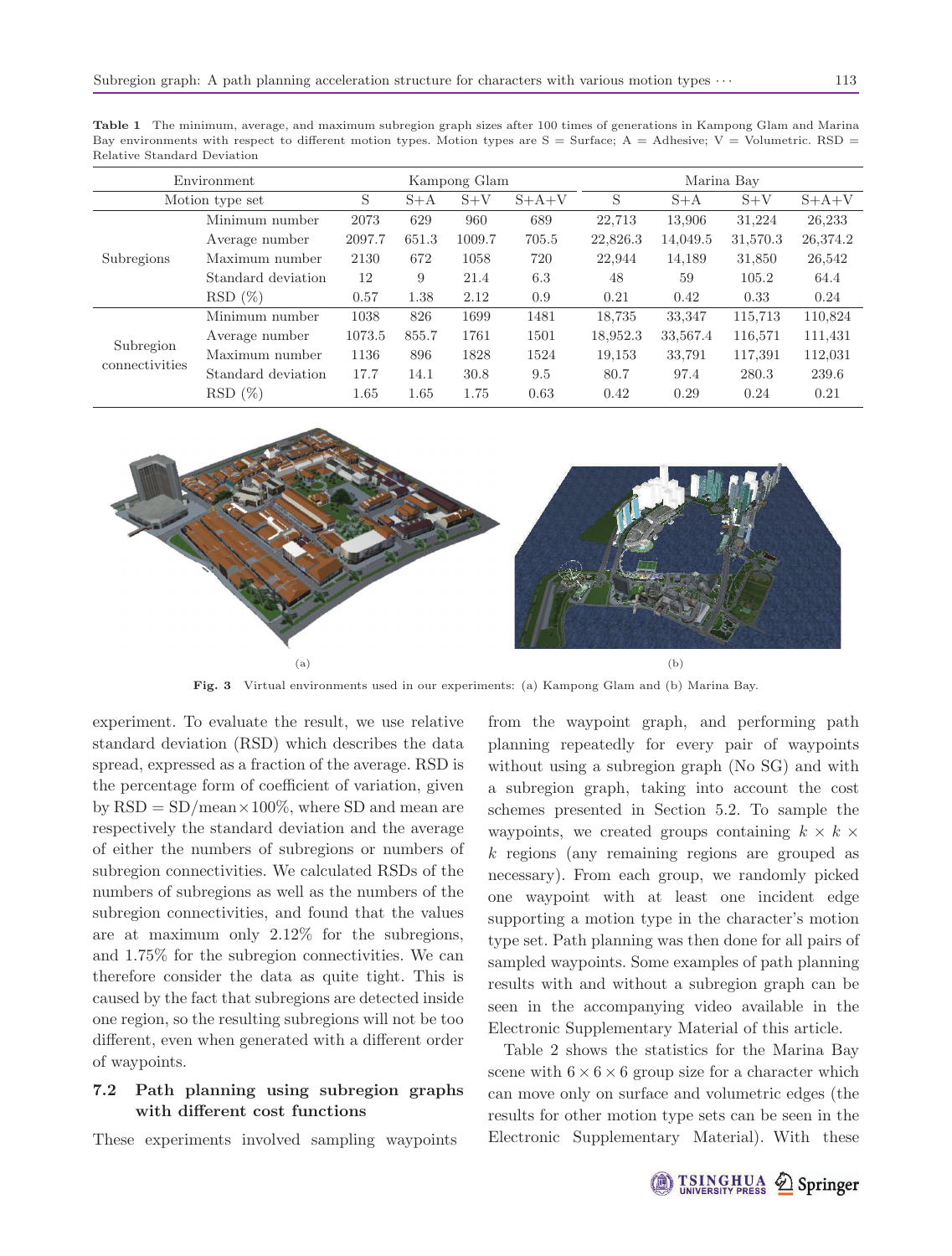**Table 1** The minimum, average, and maximum subregion graph sizes after 100 times of generations in Kampong Glam and Marina Bay environments with respect to different motion types. Motion types are S = Surface; A = Adhesive; V = Volumetric. RSD = Relative Standard Deviation

| Environment | | Kampong Glam | | | | Marina Bay | | | |
|---|---|---|---|---|---|---|---|---|---|
| Motion type set | | S | S+A | S+V | S+A+V | S | S+A | S+V | S+A+V |
| Subregions | Minimum number | 2073 | 629 | 960 | 689 | 22,713 | 13,906 | 31,224 | 26,233 |
| | Average number | 2097.7 | 651.3 | 1009.7 | 705.5 | 22,826.3 | 14,049.5 | 31,570.3 | 26,374.2 |
| | Maximum number | 2130 | 672 | 1058 | 720 | 22,944 | 14,189 | 31,850 | 26,542 |
| | Standard deviation | 12 | 9 | 21.4 | 6.3 | 48 | 59 | 105.2 | 64.4 |
| | RSD (%) | 0.57 | 1.38 | 2.12 | 0.9 | 0.21 | 0.42 | 0.33 | 0.24 |
| Subregion connectivities | Minimum number | 1038 | 826 | 1699 | 1481 | 18,735 | 33,347 | 115,713 | 110,824 |
| | Average number | 1073.5 | 855.7 | 1761 | 1501 | 18,952.3 | 33,567.4 | 116,571 | 111,431 |
| | Maximum number | 1136 | 896 | 1828 | 1524 | 19,153 | 33,791 | 117,391 | 112,031 |
| | Standard deviation | 17.7 | 14.1 | 30.8 | 9.5 | 80.7 | 97.4 | 280.3 | 239.6 |
| | RSD (%) | 1.65 | 1.65 | 1.75 | 0.63 | 0.42 | 0.29 | 0.24 | 0.21 |

(a) (b)

**Fig. 3** Virtual environments used in our experiments: (a) Kampong Glam and (b) Marina Bay.

experiment. To evaluate the result, we use relative standard deviation (RSD) which describes the data spread, expressed as a fraction of the average. RSD is the percentage form of coefficient of variation, given by RSD = SD/mean $\times$ 100%, where SD and mean are respectively the standard deviation and the average of either the numbers of subregions or numbers of subregion connectivities. We calculated RSDs of the numbers of subregions as well as the numbers of the subregion connectivities, and found that the values are at maximum only 2.12% for the subregions, and 1.75% for the subregion connectivities. We can therefore consider the data as quite tight. This is caused by the fact that subregions are detected inside one region, so the resulting subregions will not be too different, even when generated with a different order of waypoints.

### 7.2 Path planning using subregion graphs with different cost functions

These experiments involved sampling waypoints from the waypoint graph, and performing path planning repeatedly for every pair of waypoints without using a subregion graph (No SG) and with a subregion graph, taking into account the cost schemes presented in Section 5.2. To sample the waypoints, we created groups containing $k \times k \times k$ regions (any remaining regions are grouped as necessary). From each group, we randomly picked one waypoint with at least one incident edge supporting a motion type in the character's motion type set. Path planning was then done for all pairs of sampled waypoints. Some examples of path planning results with and without a subregion graph can be seen in the accompanying video available in the Electronic Supplementary Material of this article.

Table 2 shows the statistics for the Marina Bay scene with $6 \times 6 \times 6$ group size for a character which can move only on surface and volumetric edges (the results for other motion type sets can be seen in the Electronic Supplementary Material). With these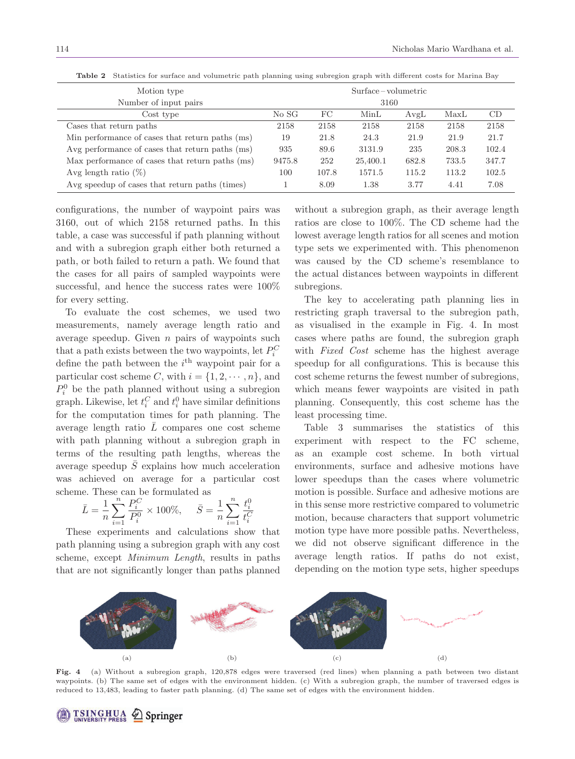**Table 2** Statistics for surface and volumetric path planning using subregion graph with different costs for Marina Bay

| Motion type | Surface – volumetric | | | | | |
|---|---|---|---|---|---|---|
| Number of input pairs | 3160 | | | | | |
| Cost type | No SG | FC | MinL | AvgL | MaxL | CD |
| Cases that return paths | 2158 | 2158 | 2158 | 2158 | 2158 | 2158 |
| Min performance of cases that return paths (ms) | 19 | 21.8 | 24.3 | 21.9 | 21.9 | 21.7 |
| Avg performance of cases that return paths (ms) | 935 | 89.6 | 3131.9 | 235 | 208.3 | 102.4 |
| Max performance of cases that return paths (ms) | 9475.8 | 252 | 25,400.1 | 682.8 | 733.5 | 347.7 |
| Avg length ratio (%) | 100 | 107.8 | 1571.5 | 115.2 | 113.2 | 102.5 |
| Avg speedup of cases that return paths (times) | 1 | 8.09 | 1.38 | 3.77 | 4.41 | 7.08 |

configurations, the number of waypoint pairs was 3160, out of which 2158 returned paths. In this table, a case was successful if path planning without and with a subregion graph either both returned a path, or both failed to return a path. We found that the cases for all pairs of sampled waypoints were successful, and hence the success rates were 100% for every setting.

To evaluate the cost schemes, we used two measurements, namely average length ratio and average speedup. Given $n$ pairs of waypoints such that a path exists between the two waypoints, let $P_i^C$ define the path between the $i^{\text{th}}$ waypoint pair for a particular cost scheme $C$, with $i = \{1, 2, \cdots, n\}$, and $P_i^0$ be the path planned without using a subregion graph. Likewise, let $t_i^C$ and $t_i^0$ have similar definitions for the computation times for path planning. The average length ratio $\bar{L}$ compares one cost scheme with path planning without a subregion graph in terms of the resulting path lengths, whereas the average speedup $\bar{S}$ explains how much acceleration was achieved on average for a particular cost scheme. These can be formulated as

$$\bar{L} = \frac{1}{n}\sum_{i=1}^{n}\frac{P_i^C}{P_i^0} \times 100\%, \quad \bar{S} = \frac{1}{n}\sum_{i=1}^{n}\frac{t_i^0}{t_i^C}$$

These experiments and calculations show that path planning using a subregion graph with any cost scheme, except *Minimum Length*, results in paths that are not significantly longer than paths planned without a subregion graph, as their average length ratios are close to 100%. The CD scheme had the lowest average length ratios for all scenes and motion type sets we experimented with. This phenomenon was caused by the CD scheme's resemblance to the actual distances between waypoints in different subregions.

The key to accelerating path planning lies in restricting graph traversal to the subregion path, as visualised in the example in Fig. 4. In most cases where paths are found, the subregion graph with *Fixed Cost* scheme has the highest average speedup for all configurations. This is because this cost scheme returns the fewest number of subregions, which means fewer waypoints are visited in path planning. Consequently, this cost scheme has the least processing time.

Table 3 summarises the statistics of this experiment with respect to the FC scheme, as an example cost scheme. In both virtual environments, surface and adhesive motions have lower speedups than the cases where volumetric motion is possible. Surface and adhesive motions are in this sense more restrictive compared to volumetric motion, because characters that support volumetric motion type have more possible paths. Nevertheless, we did not observe significant difference in the average length ratios. If paths do not exist, depending on the motion type sets, higher speedups

(a) (b) (c) (d)

**Fig. 4** (a) Without a subregion graph, 120,878 edges were traversed (red lines) when planning a path between two distant waypoints. (b) The same set of edges with the environment hidden. (c) With a subregion graph, the number of traversed edges is reduced to 13,483, leading to faster path planning. (d) The same set of edges with the environment hidden.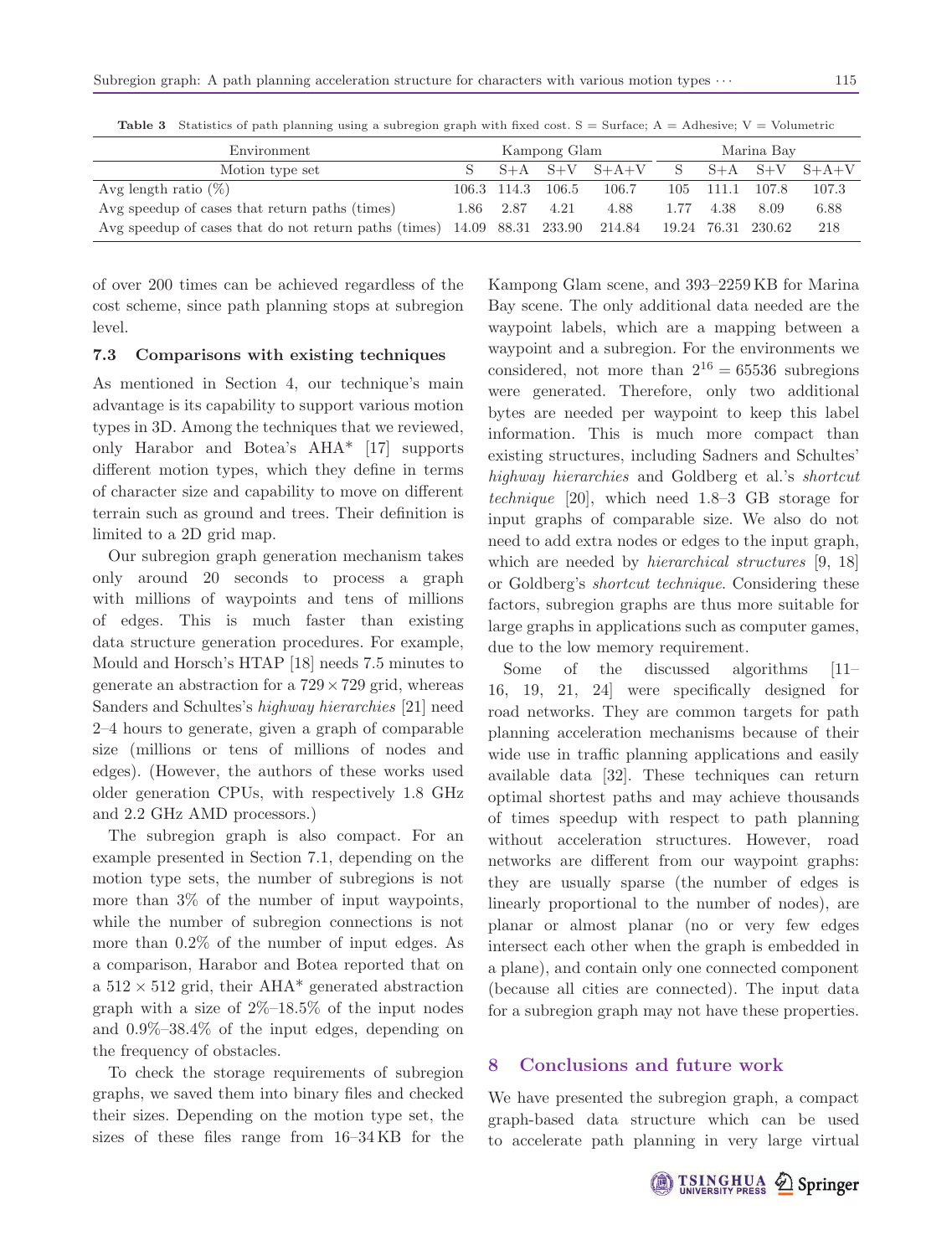**Table 3** Statistics of path planning using a subregion graph with fixed cost. S = Surface; A = Adhesive; V = Volumetric

| Environment | Kampong Glam | | | | Marina Bay | | | |
|---|---|---|---|---|---|---|---|---|
| Motion type set | S | S+A | S+V | S+A+V | S | S+A | S+V | S+A+V |
| Avg length ratio (%) | 106.3 | 114.3 | 106.5 | 106.7 | 105 | 111.1 | 107.8 | 107.3 |
| Avg speedup of cases that return paths (times) | 1.86 | 2.87 | 4.21 | 4.88 | 1.77 | 4.38 | 8.09 | 6.88 |
| Avg speedup of cases that do not return paths (times) | 14.09 | 88.31 | 233.90 | 214.84 | 19.24 | 76.31 | 230.62 | 218 |

of over 200 times can be achieved regardless of the cost scheme, since path planning stops at subregion level.

### 7.3 Comparisons with existing techniques

As mentioned in Section 4, our technique's main advantage is its capability to support various motion types in 3D. Among the techniques that we reviewed, only Harabor and Botea's AHA* [17] supports different motion types, which they define in terms of character size and capability to move on different terrain such as ground and trees. Their definition is limited to a 2D grid map.

Our subregion graph generation mechanism takes only around 20 seconds to process a graph with millions of waypoints and tens of millions of edges. This is much faster than existing data structure generation procedures. For example, Mould and Horsch's HTAP [18] needs 7.5 minutes to generate an abstraction for a $729 \times 729$ grid, whereas Sanders and Schultes's *highway hierarchies* [21] need 2–4 hours to generate, given a graph of comparable size (millions or tens of millions of nodes and edges). (However, the authors of these works used older generation CPUs, with respectively 1.8 GHz and 2.2 GHz AMD processors.)

The subregion graph is also compact. For an example presented in Section 7.1, depending on the motion type sets, the number of subregions is not more than 3% of the number of input waypoints, while the number of subregion connections is not more than 0.2% of the number of input edges. As a comparison, Harabor and Botea reported that on a $512 \times 512$ grid, their AHA* generated abstraction graph with a size of 2%–18.5% of the input nodes and 0.9%–38.4% of the input edges, depending on the frequency of obstacles.

To check the storage requirements of subregion graphs, we saved them into binary files and checked their sizes. Depending on the motion type set, the sizes of these files range from 16–34 KB for the Kampong Glam scene, and 393–2259 KB for Marina Bay scene. The only additional data needed are the waypoint labels, which are a mapping between a waypoint and a subregion. For the environments we considered, not more than $2^{16} = 65536$ subregions were generated. Therefore, only two additional bytes are needed per waypoint to keep this label information. This is much more compact than existing structures, including Sadners and Schultes' *highway hierarchies* and Goldberg et al.'s *shortcut technique* [20], which need 1.8–3 GB storage for input graphs of comparable size. We also do not need to add extra nodes or edges to the input graph, which are needed by *hierarchical structures* [9, 18] or Goldberg's *shortcut technique*. Considering these factors, subregion graphs are thus more suitable for large graphs in applications such as computer games, due to the low memory requirement.

Some of the discussed algorithms [11–16, 19, 21, 24] were specifically designed for road networks. They are common targets for path planning acceleration mechanisms because of their wide use in traffic planning applications and easily available data [32]. These techniques can return optimal shortest paths and may achieve thousands of times speedup with respect to path planning without acceleration structures. However, road networks are different from our waypoint graphs: they are usually sparse (the number of edges is linearly proportional to the number of nodes), are planar or almost planar (no or very few edges intersect each other when the graph is embedded in a plane), and contain only one connected component (because all cities are connected). The input data for a subregion graph may not have these properties.

## 8 Conclusions and future work

We have presented the subregion graph, a compact graph-based data structure which can be used to accelerate path planning in very large virtual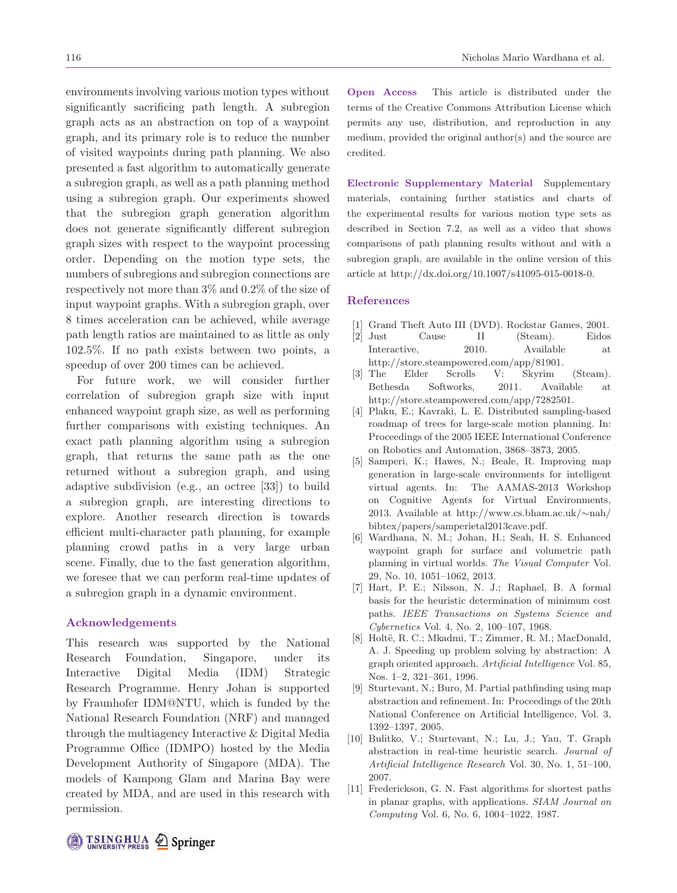environments involving various motion types without significantly sacrificing path length. A subregion graph acts as an abstraction on top of a waypoint graph, and its primary role is to reduce the number of visited waypoints during path planning. We also presented a fast algorithm to automatically generate a subregion graph, as well as a path planning method using a subregion graph. Our experiments showed that the subregion graph generation algorithm does not generate significantly different subregion graph sizes with respect to the waypoint processing order. Depending on the motion type sets, the numbers of subregions and subregion connections are respectively not more than 3% and 0.2% of the size of input waypoint graphs. With a subregion graph, over 8 times acceleration can be achieved, while average path length ratios are maintained to as little as only 102.5%. If no path exists between two points, a speedup of over 200 times can be achieved.

For future work, we will consider further correlation of subregion graph size with input enhanced waypoint graph size, as well as performing further comparisons with existing techniques. An exact path planning algorithm using a subregion graph, that returns the same path as the one returned without a subregion graph, and using adaptive subdivision (e.g., an octree [33]) to build a subregion graph, are interesting directions to explore. Another research direction is towards efficient multi-character path planning, for example planning crowd paths in a very large urban scene. Finally, due to the fast generation algorithm, we foresee that we can perform real-time updates of a subregion graph in a dynamic environment.

## Acknowledgements

This research was supported by the National Research Foundation, Singapore, under its Interactive Digital Media (IDM) Strategic Research Programme. Henry Johan is supported by Fraunhofer IDM@NTU, which is funded by the National Research Foundation (NRF) and managed through the multiagency Interactive & Digital Media Programme Office (IDMPO) hosted by the Media Development Authority of Singapore (MDA). The models of Kampong Glam and Marina Bay were created by MDA, and are used in this research with permission.

**Open Access** This article is distributed under the terms of the Creative Commons Attribution License which permits any use, distribution, and reproduction in any medium, provided the original author(s) and the source are credited.

**Electronic Supplementary Material** Supplementary materials, containing further statistics and charts of the experimental results for various motion type sets as described in Section 7.2, as well as a video that shows comparisons of path planning results without and with a subregion graph, are available in the online version of this article at http://dx.doi.org/10.1007/s41095-015-0018-0.

## References

[1] Grand Theft Auto III (DVD). Rockstar Games, 2001.

[2] Just Cause II (Steam). Eidos Interactive, 2010. Available at http://store.steampowered.com/app/81901.

[3] The Elder Scrolls V: Skyrim (Steam). Bethesda Softworks, 2011. Available at http://store.steampowered.com/app/7282501.

[4] Plaku, E.; Kavraki, L. E. Distributed sampling-based roadmap of trees for large-scale motion planning. In: Proceedings of the 2005 IEEE International Conference on Robotics and Automation, 3868–3873, 2005.

[5] Samperi, K.; Hawes, N.; Beale, R. Improving map generation in large-scale environments for intelligent virtual agents. In: The AAMAS-2013 Workshop on Cognitive Agents for Virtual Environments, 2013. Available at http://www.cs.bham.ac.uk/∼nah/bibtex/papers/samperietal2013cave.pdf.

[6] Wardhana, N. M.; Johan, H.; Seah, H. S. Enhanced waypoint graph for surface and volumetric path planning in virtual worlds. *The Visual Computer* Vol. 29, No. 10, 1051–1062, 2013.

[7] Hart, P. E.; Nilsson, N. J.; Raphael, B. A formal basis for the heuristic determination of minimum cost paths. *IEEE Transactions on Systems Science and Cybernetics* Vol. 4, No. 2, 100–107, 1968.

[8] Holtë, R. C.; Mkadmi, T.; Zimmer, R. M.; MacDonald, A. J. Speeding up problem solving by abstraction: A graph oriented approach. *Artificial Intelligence* Vol. 85, Nos. 1–2, 321–361, 1996.

[9] Sturtevant, N.; Buro, M. Partial pathfinding using map abstraction and refinement. In: Proceedings of the 20th National Conference on Artificial Intelligence, Vol. 3, 1392–1397, 2005.

[10] Bulitko, V.; Sturtevant, N.; Lu, J.; Yau, T. Graph abstraction in real-time heuristic search. *Journal of Artificial Intelligence Research* Vol. 30, No. 1, 51–100, 2007.

[11] Frederickson, G. N. Fast algorithms for shortest paths in planar graphs, with applications. *SIAM Journal on Computing* Vol. 6, No. 6, 1004–1022, 1987.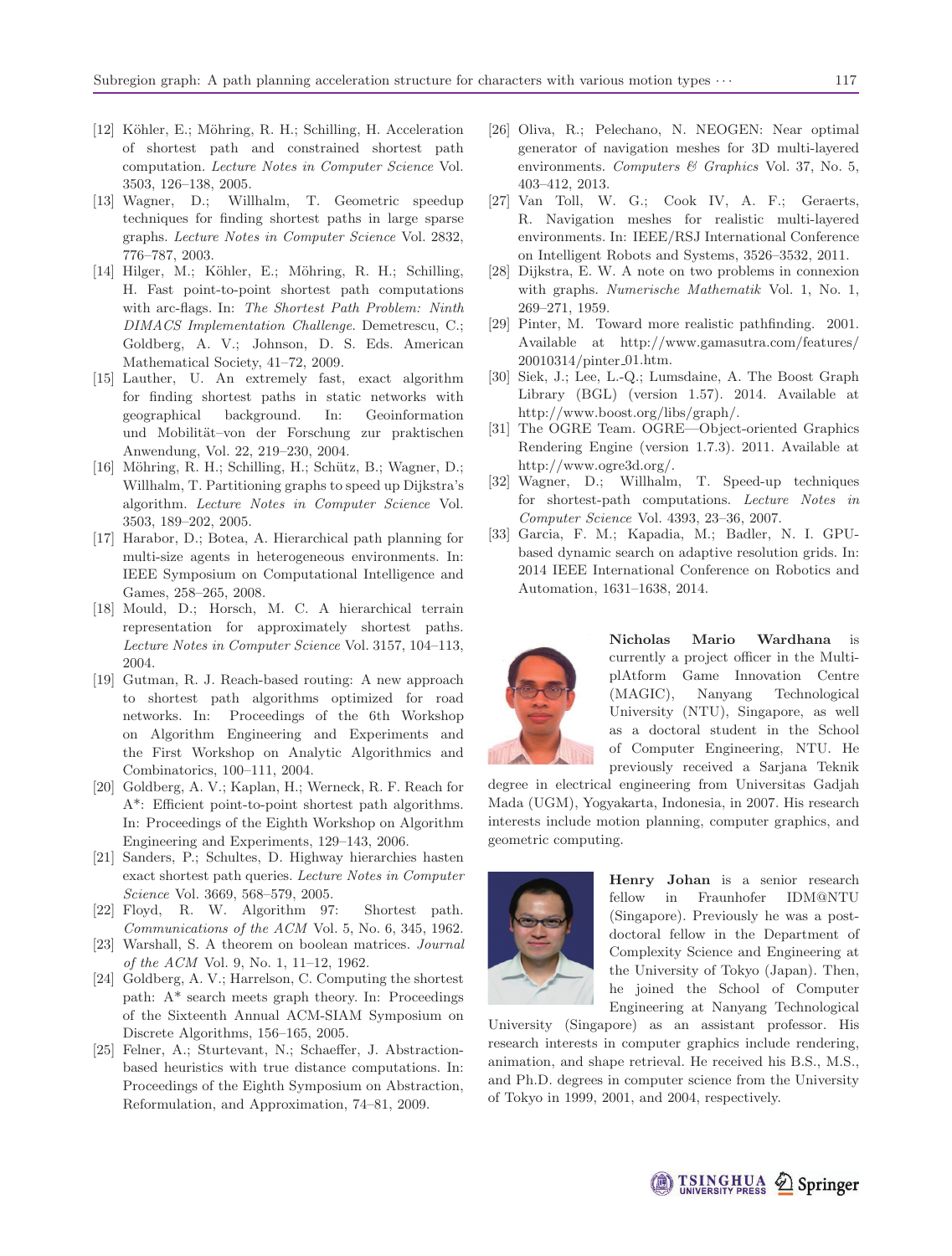[12] Köhler, E.; Möhring, R. H.; Schilling, H. Acceleration of shortest path and constrained shortest path computation. *Lecture Notes in Computer Science* Vol. 3503, 126–138, 2005.

[13] Wagner, D.; Willhalm, T. Geometric speedup techniques for finding shortest paths in large sparse graphs. *Lecture Notes in Computer Science* Vol. 2832, 776–787, 2003.

[14] Hilger, M.; Köhler, E.; Möhring, R. H.; Schilling, H. Fast point-to-point shortest path computations with arc-flags. In: *The Shortest Path Problem: Ninth DIMACS Implementation Challenge*. Demetrescu, C.; Goldberg, A. V.; Johnson, D. S. Eds. American Mathematical Society, 41–72, 2009.

[15] Lauther, U. An extremely fast, exact algorithm for finding shortest paths in static networks with geographical background. In: Geoinformation und Mobilität–von der Forschung zur praktischen Anwendung, Vol. 22, 219–230, 2004.

[16] Möhring, R. H.; Schilling, H.; Schütz, B.; Wagner, D.; Willhalm, T. Partitioning graphs to speed up Dijkstra's algorithm. *Lecture Notes in Computer Science* Vol. 3503, 189–202, 2005.

[17] Harabor, D.; Botea, A. Hierarchical path planning for multi-size agents in heterogeneous environments. In: IEEE Symposium on Computational Intelligence and Games, 258–265, 2008.

[18] Mould, D.; Horsch, M. C. A hierarchical terrain representation for approximately shortest paths. *Lecture Notes in Computer Science* Vol. 3157, 104–113, 2004.

[19] Gutman, R. J. Reach-based routing: A new approach to shortest path algorithms optimized for road networks. In: Proceedings of the 6th Workshop on Algorithm Engineering and Experiments and the First Workshop on Analytic Algorithmics and Combinatorics, 100–111, 2004.

[20] Goldberg, A. V.; Kaplan, H.; Werneck, R. F. Reach for A*: Efficient point-to-point shortest path algorithms. In: Proceedings of the Eighth Workshop on Algorithm Engineering and Experiments, 129–143, 2006.

[21] Sanders, P.; Schultes, D. Highway hierarchies hasten exact shortest path queries. *Lecture Notes in Computer Science* Vol. 3669, 568–579, 2005.

[22] Floyd, R. W. Algorithm 97: Shortest path. *Communications of the ACM* Vol. 5, No. 6, 345, 1962.

[23] Warshall, S. A theorem on boolean matrices. *Journal of the ACM* Vol. 9, No. 1, 11–12, 1962.

[24] Goldberg, A. V.; Harrelson, C. Computing the shortest path: A* search meets graph theory. In: Proceedings of the Sixteenth Annual ACM-SIAM Symposium on Discrete Algorithms, 156–165, 2005.

[25] Felner, A.; Sturtevant, N.; Schaeffer, J. Abstraction-based heuristics with true distance computations. In: Proceedings of the Eighth Symposium on Abstraction, Reformulation, and Approximation, 74–81, 2009.

[26] Oliva, R.; Pelechano, N. NEOGEN: Near optimal generator of navigation meshes for 3D multi-layered environments. *Computers & Graphics* Vol. 37, No. 5, 403–412, 2013.

[27] Van Toll, W. G.; Cook IV, A. F.; Geraerts, R. Navigation meshes for realistic multi-layered environments. In: IEEE/RSJ International Conference on Intelligent Robots and Systems, 3526–3532, 2011.

[28] Dijkstra, E. W. A note on two problems in connexion with graphs. *Numerische Mathematik* Vol. 1, No. 1, 269–271, 1959.

[29] Pinter, M. Toward more realistic pathfinding. 2001. Available at http://www.gamasutra.com/features/20010314/pinter_01.htm.

[30] Siek, J.; Lee, L.-Q.; Lumsdaine, A. The Boost Graph Library (BGL) (version 1.57). 2014. Available at http://www.boost.org/libs/graph/.

[31] The OGRE Team. OGRE—Object-oriented Graphics Rendering Engine (version 1.7.3). 2011. Available at http://www.ogre3d.org/.

[32] Wagner, D.; Willhalm, T. Speed-up techniques for shortest-path computations. *Lecture Notes in Computer Science* Vol. 4393, 23–36, 2007.

[33] Garcia, F. M.; Kapadia, M.; Badler, N. I. GPU-based dynamic search on adaptive resolution grids. In: 2014 IEEE International Conference on Robotics and Automation, 1631–1638, 2014.

**Nicholas Mario Wardhana** is currently a project officer in the MultiplAtform Game Innovation Centre (MAGIC), Nanyang Technological University (NTU), Singapore, as well as a doctoral student in the School of Computer Engineering, NTU. He previously received a Sarjana Teknik degree in electrical engineering from Universitas Gadjah Mada (UGM), Yogyakarta, Indonesia, in 2007. His research interests include motion planning, computer graphics, and geometric computing.

**Henry Johan** is a senior research fellow in Fraunhofer IDM@NTU (Singapore). Previously he was a post-doctoral fellow in the Department of Complexity Science and Engineering at the University of Tokyo (Japan). Then, he joined the School of Computer Engineering at Nanyang Technological University (Singapore) as an assistant professor. His research interests in computer graphics include rendering, animation, and shape retrieval. He received his B.S., M.S., and Ph.D. degrees in computer science from the University of Tokyo in 1999, 2001, and 2004, respectively.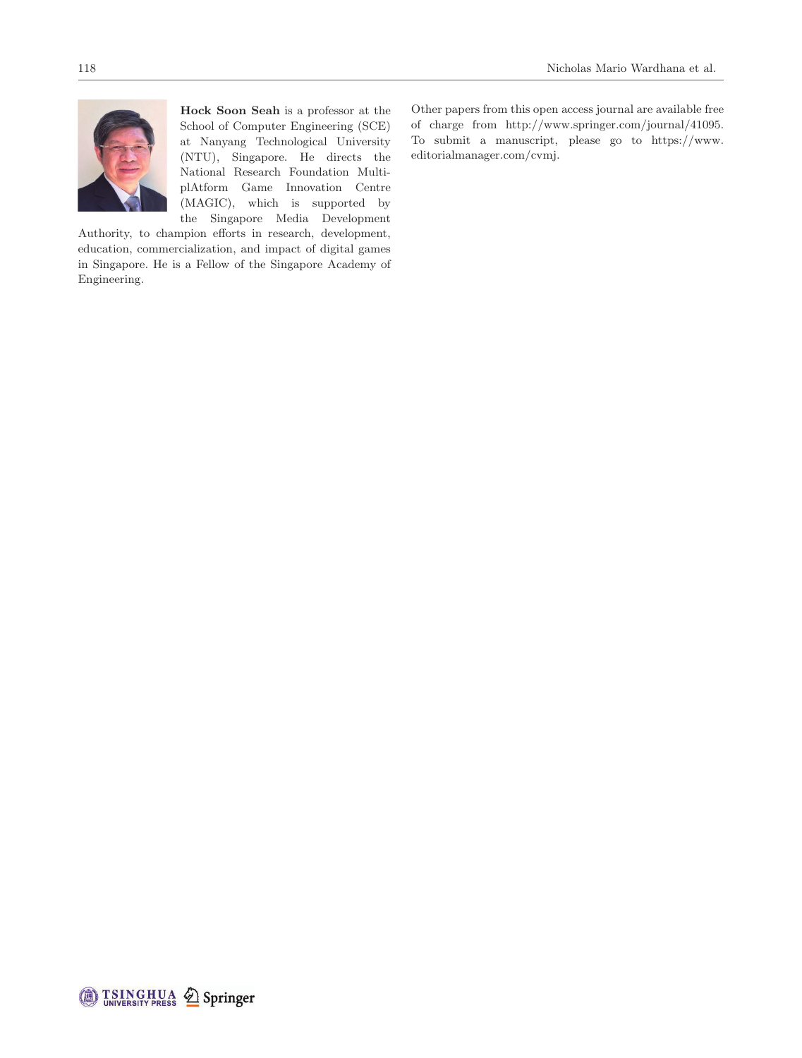**Hock Soon Seah** is a professor at the School of Computer Engineering (SCE) at Nanyang Technological University (NTU), Singapore. He directs the National Research Foundation Multi-plAtform Game Innovation Centre (MAGIC), which is supported by the Singapore Media Development Authority, to champion efforts in research, development, education, commercialization, and impact of digital games in Singapore. He is a Fellow of the Singapore Academy of Engineering.

Other papers from this open access journal are available free of charge from http://www.springer.com/journal/41095. To submit a manuscript, please go to https://www.editorialmanager.com/cvmj.